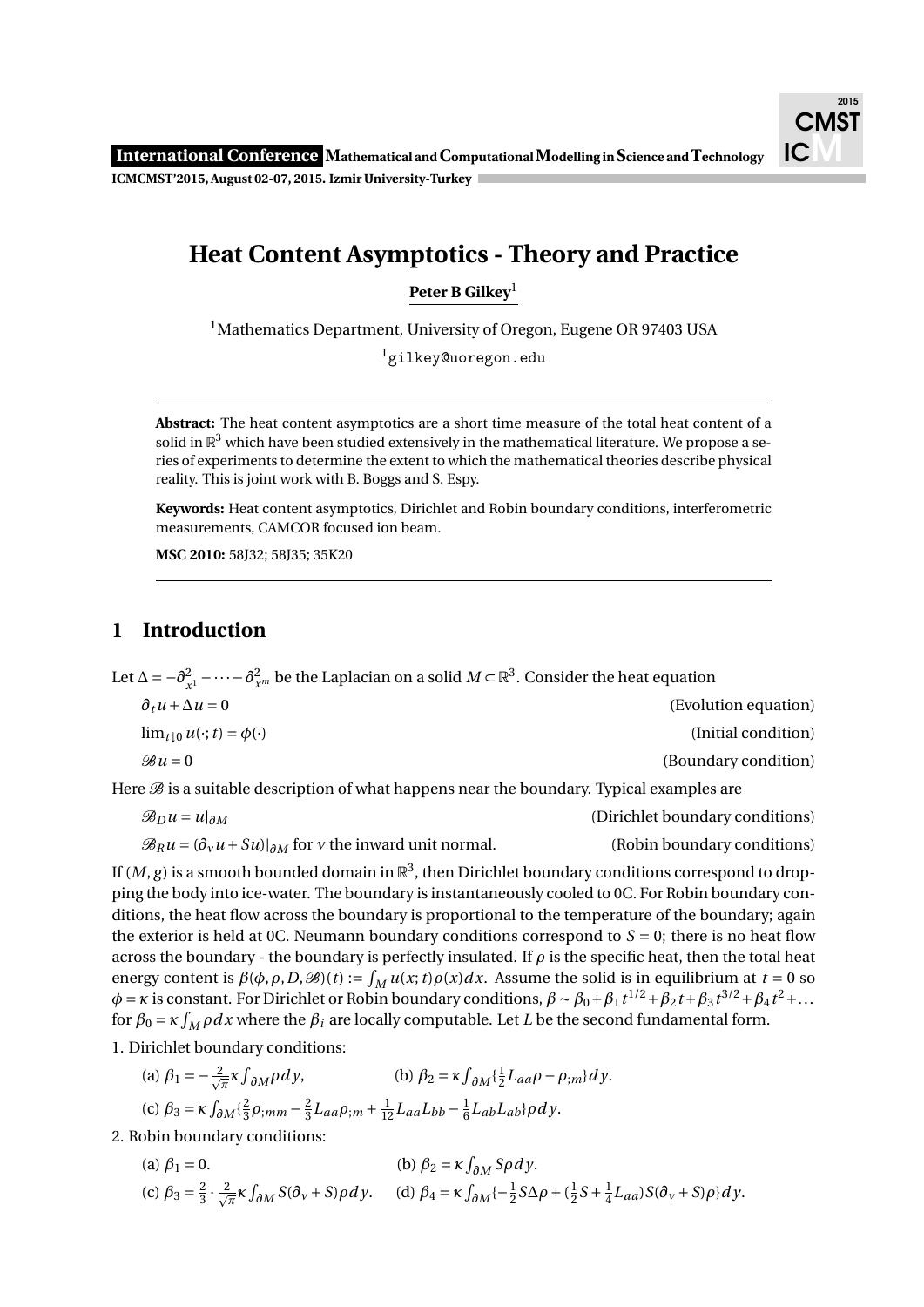# Heat Content Asymptotics - Theory and Practice

**Peter B Gilkey**[1]

[1]Mathematics Department, University of Oregon, Eugene OR 97403 USA

[1]gilkey@uoregon.edu

---

**Abstract:** The heat content asymptotics are a short time measure of the total heat content of a solid in $\mathbb{R}^3$ which have been studied extensively in the mathematical literature. We propose a series of experiments to determine the extent to which the mathematical theories describe physical reality. This is joint work with B. Boggs and S. Espy.

**Keywords:** Heat content asymptotics, Dirichlet and Robin boundary conditions, interferometric measurements, CAMCOR focused ion beam.

**MSC 2010:** 58J32; 58J35; 35K20

---

## 1 Introduction

Let $\Delta = -\partial_{x^1}^2 - \cdots - \partial_{x^m}^2$ be the Laplacian on a solid $M \subset \mathbb{R}^3$. Consider the heat equation

$\partial_t u + \Delta u = 0$ (Evolution equation)

$\lim_{t \downarrow 0} u(\cdot; t) = \phi(\cdot)$ (Initial condition)

$\mathscr{B} u = 0$ (Boundary condition)

Here $\mathscr{B}$ is a suitable description of what happens near the boundary. Typical examples are

$\mathscr{B}_D u = u|_{\partial M}$ (Dirichlet boundary conditions)

$\mathscr{B}_R u = (\partial_\nu u + Su)|_{\partial M}$ for $\nu$ the inward unit normal. (Robin boundary conditions)

If $(M, g)$ is a smooth bounded domain in $\mathbb{R}^3$, then Dirichlet boundary conditions correspond to dropping the body into ice-water. The boundary is instantaneously cooled to 0C. For Robin boundary conditions, the heat flow across the boundary is proportional to the temperature of the boundary; again the exterior is held at 0C. Neumann boundary conditions correspond to $S = 0$; there is no heat flow across the boundary - the boundary is perfectly insulated. If $\rho$ is the specific heat, then the total heat energy content is $\beta(\phi, \rho, D, \mathscr{B})(t) := \int_M u(x; t)\rho(x)dx$. Assume the solid is in equilibrium at $t = 0$ so $\phi = \kappa$ is constant. For Dirichlet or Robin boundary conditions, $\beta \sim \beta_0 + \beta_1 t^{1/2} + \beta_2 t + \beta_3 t^{3/2} + \beta_4 t^2 + \dots$ for $\beta_0 = \kappa \int_M \rho dx$ where the $\beta_i$ are locally computable. Let $L$ be the second fundamental form.

1. Dirichlet boundary conditions:

(a) $\beta_1 = -\frac{2}{\sqrt{\pi}} \kappa \int_{\partial M} \rho dy$, (b) $\beta_2 = \kappa \int_{\partial M} \{\frac{1}{2} L_{aa} \rho - \rho_{;m}\} dy$.

(c) $\beta_3 = \kappa \int_{\partial M} \{\frac{2}{3} \rho_{;mm} - \frac{2}{3} L_{aa} \rho_{;m} + \frac{1}{12} L_{aa} L_{bb} - \frac{1}{6} L_{ab} L_{ab}\} \rho dy$.

2. Robin boundary conditions:

(a) $\beta_1 = 0$. (b) $\beta_2 = \kappa \int_{\partial M} S \rho dy$.

(c) $\beta_3 = \frac{2}{3} \cdot \frac{2}{\sqrt{\pi}} \kappa \int_{\partial M} S(\partial_\nu + S) \rho dy$. (d) $\beta_4 = \kappa \int_{\partial M} \{-\frac{1}{2} S \Delta \rho + (\frac{1}{2} S + \frac{1}{4} L_{aa}) S(\partial_\nu + S)\rho\} dy$.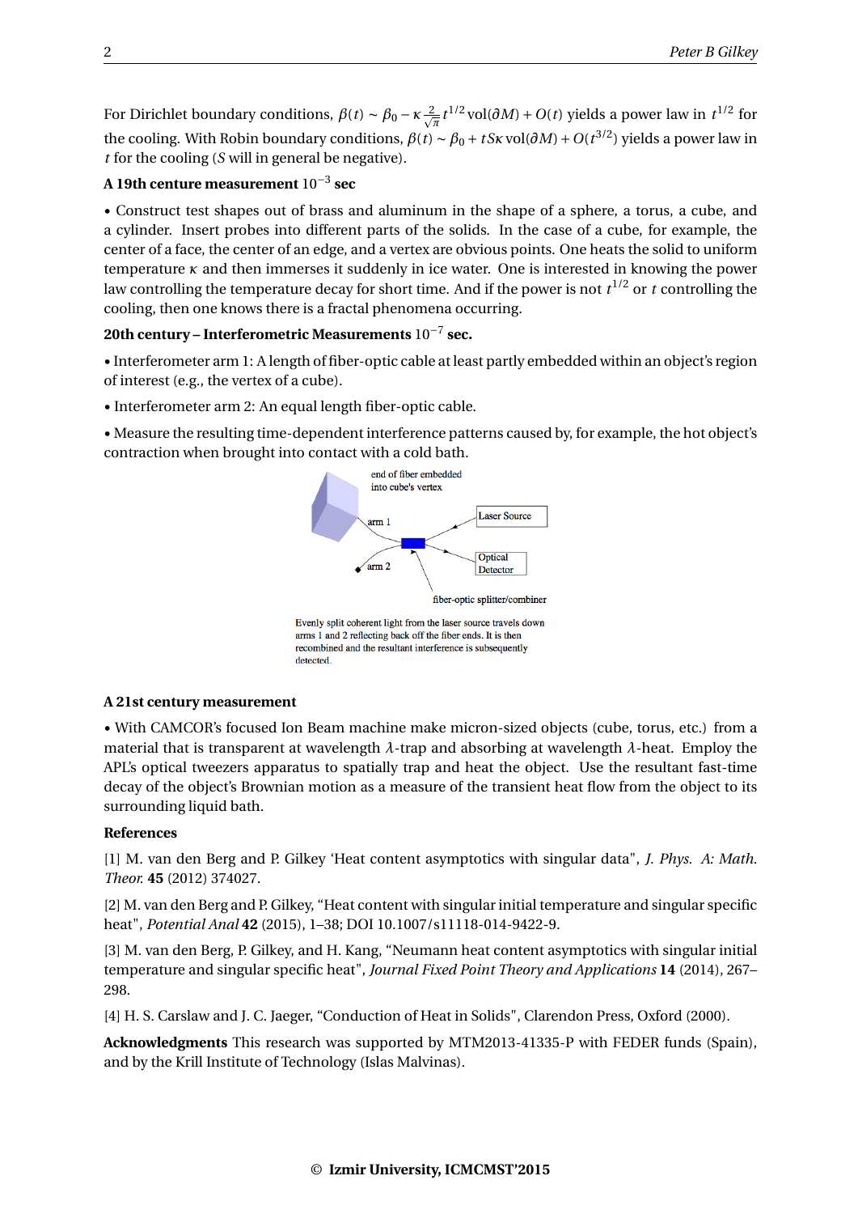For Dirichlet boundary conditions, $\beta(t) \sim \beta_0 - \kappa\frac{2}{\sqrt{\pi}}t^{1/2}\text{vol}(\partial M) + O(t)$ yields a power law in $t^{1/2}$ for the cooling. With Robin boundary conditions, $\beta(t) \sim \beta_0 + tS\kappa\,\text{vol}(\partial M) + O(t^{3/2})$ yields a power law in $t$ for the cooling ($S$ will in general be negative).

**A 19th centure measurement** $10^{-3}$ **sec**

• Construct test shapes out of brass and aluminum in the shape of a sphere, a torus, a cube, and a cylinder. Insert probes into different parts of the solids. In the case of a cube, for example, the center of a face, the center of an edge, and a vertex are obvious points. One heats the solid to uniform temperature $\kappa$ and then immerses it suddenly in ice water. One is interested in knowing the power law controlling the temperature decay for short time. And if the power is not $t^{1/2}$ or $t$ controlling the cooling, then one knows there is a fractal phenomena occurring.

**20th century – Interferometric Measurements** $10^{-7}$ **sec.**

• Interferometer arm 1: A length of fiber-optic cable at least partly embedded within an object's region of interest (e.g., the vertex of a cube).

• Interferometer arm 2: An equal length fiber-optic cable.

• Measure the resulting time-dependent interference patterns caused by, for example, the hot object's contraction when brought into contact with a cold bath.

end of fiber embedded into cube's vertex

arm 1

Laser Source

arm 2

Optical Detector

fiber-optic splitter/combiner

Evenly split coherent light from the laser source travels down arms 1 and 2 reflecting back off the fiber ends. It is then recombined and the resultant interference is subsequently detected.

**A 21st century measurement**

• With CAMCOR's focused Ion Beam machine make micron-sized objects (cube, torus, etc.) from a material that is transparent at wavelength $\lambda$-trap and absorbing at wavelength $\lambda$-heat. Employ the APL's optical tweezers apparatus to spatially trap and heat the object. Use the resultant fast-time decay of the object's Brownian motion as a measure of the transient heat flow from the object to its surrounding liquid bath.

**References**

[1] M. van den Berg and P. Gilkey 'Heat content asymptotics with singular data", *J. Phys. A: Math. Theor.* **45** (2012) 374027.

[2] M. van den Berg and P. Gilkey, "Heat content with singular initial temperature and singular specific heat", *Potential Anal* **42** (2015), 1–38; DOI 10.1007/s11118-014-9422-9.

[3] M. van den Berg, P. Gilkey, and H. Kang, "Neumann heat content asymptotics with singular initial temperature and singular specific heat", *Journal Fixed Point Theory and Applications* **14** (2014), 267–298.

[4] H. S. Carslaw and J. C. Jaeger, "Conduction of Heat in Solids", Clarendon Press, Oxford (2000).

**Acknowledgments** This research was supported by MTM2013-41335-P with FEDER funds (Spain), and by the Krill Institute of Technology (Islas Malvinas).